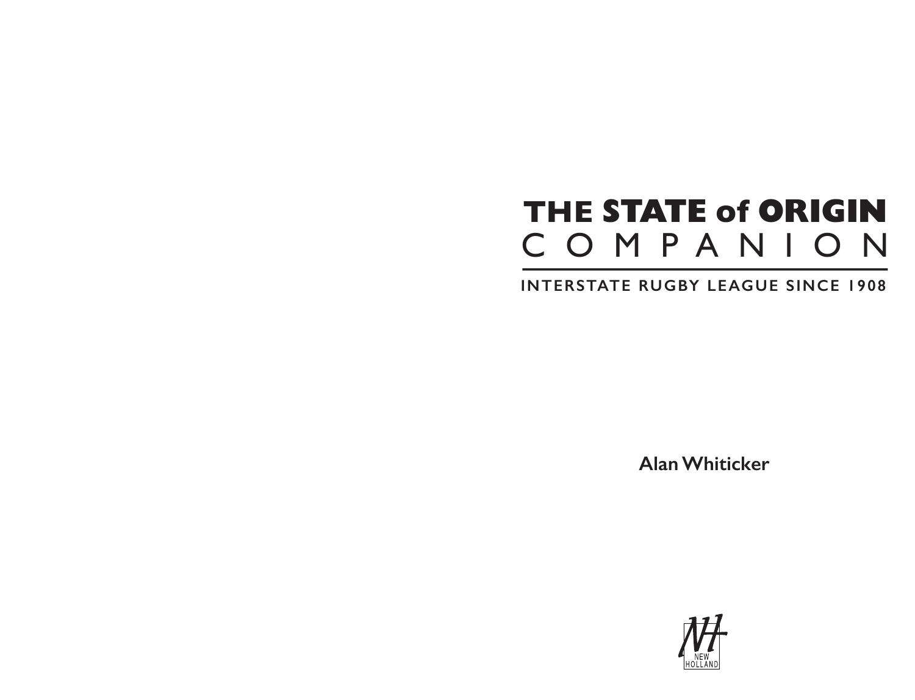# THE STATE of ORIGIN COMPANION

**INTERSTATE RUGBY LEAGUE SINCE 1908**

**Alan Whiticker**

NEW HOLLAND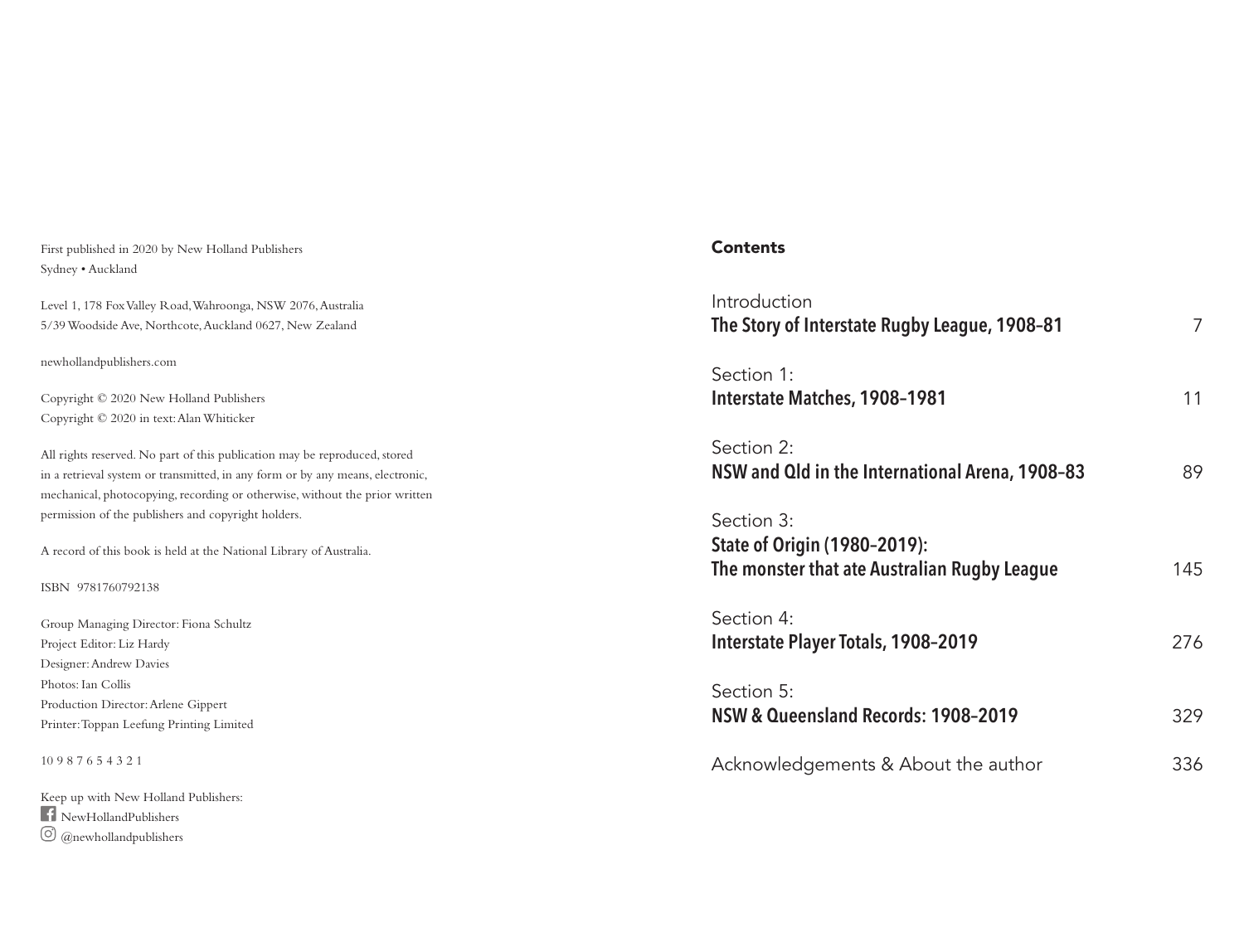First published in 2020 by New Holland Publishers
Sydney • Auckland

Level 1, 178 Fox Valley Road, Wahroonga, NSW 2076, Australia
5/39 Woodside Ave, Northcote, Auckland 0627, New Zealand

newhollandpublishers.com

Copyright © 2020 New Holland Publishers
Copyright © 2020 in text: Alan Whiticker

All rights reserved. No part of this publication may be reproduced, stored in a retrieval system or transmitted, in any form or by any means, electronic, mechanical, photocopying, recording or otherwise, without the prior written permission of the publishers and copyright holders.

A record of this book is held at the National Library of Australia.

ISBN 9781760792138

Group Managing Director: Fiona Schultz
Project Editor: Liz Hardy
Designer: Andrew Davies
Photos: Ian Collis
Production Director: Arlene Gippert
Printer: Toppan Leefung Printing Limited

10 9 8 7 6 5 4 3 2 1

Keep up with New Holland Publishers:
NewHollandPublishers
@newhollandpublishers

## Contents

Introduction
**The Story of Interstate Rugby League, 1908–81** 7

Section 1:
**Interstate Matches, 1908–1981** 11

Section 2:
**NSW and Qld in the International Arena, 1908–83** 89

Section 3:
**State of Origin (1980–2019):**
**The monster that ate Australian Rugby League** 145

Section 4:
**Interstate Player Totals, 1908–2019** 276

Section 5:
**NSW & Queensland Records: 1908–2019** 329

Acknowledgements & About the author 336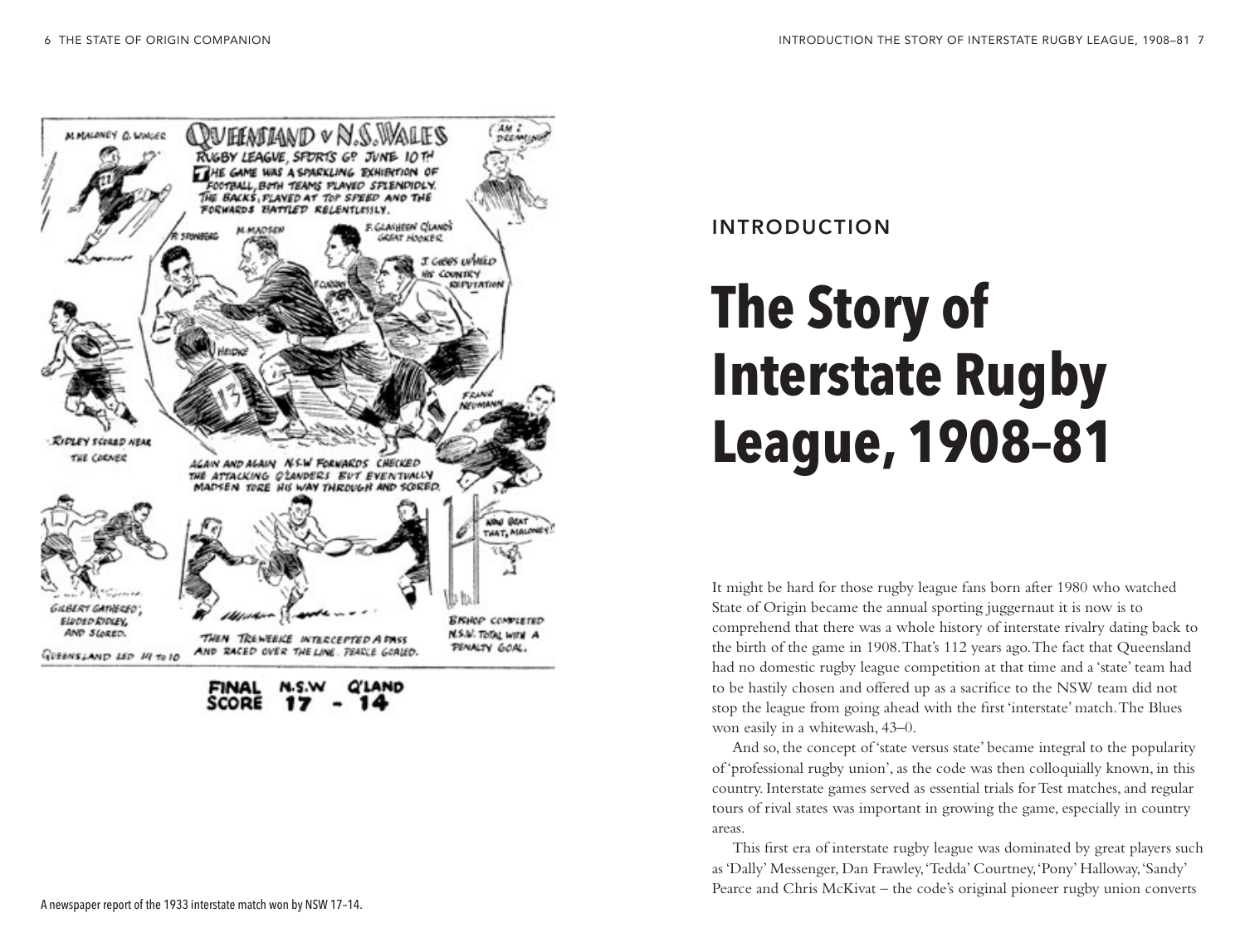A newspaper report of the 1933 interstate match won by NSW 17–14.

## INTRODUCTION

# The Story of Interstate Rugby League, 1908–81

It might be hard for those rugby league fans born after 1980 who watched State of Origin became the annual sporting juggernaut it is now is to comprehend that there was a whole history of interstate rivalry dating back to the birth of the game in 1908. That's 112 years ago. The fact that Queensland had no domestic rugby league competition at that time and a 'state' team had to be hastily chosen and offered up as a sacrifice to the NSW team did not stop the league from going ahead with the first 'interstate' match. The Blues won easily in a whitewash, 43–0.

And so, the concept of 'state versus state' became integral to the popularity of 'professional rugby union', as the code was then colloquially known, in this country. Interstate games served as essential trials for Test matches, and regular tours of rival states was important in growing the game, especially in country areas.

This first era of interstate rugby league was dominated by great players such as 'Dally' Messenger, Dan Frawley, 'Tedda' Courtney, 'Pony' Halloway, 'Sandy' Pearce and Chris McKivat – the code's original pioneer rugby union converts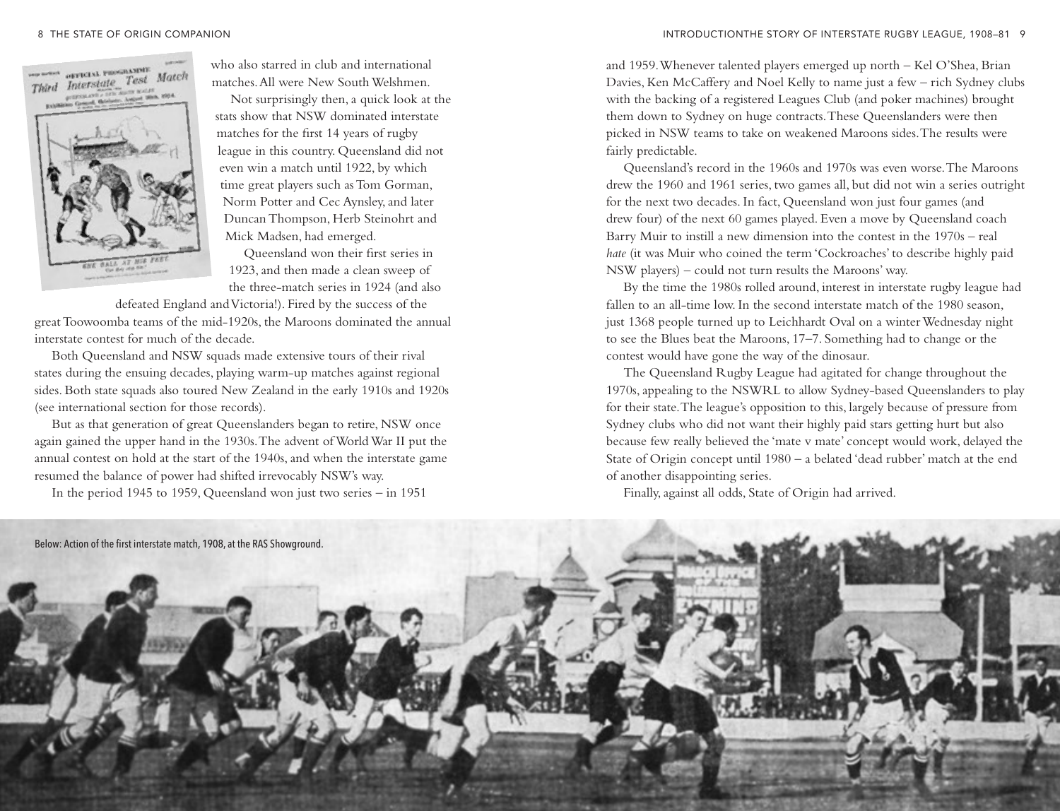who also starred in club and international matches. All were New South Welshmen.

Not surprisingly then, a quick look at the stats show that NSW dominated interstate matches for the first 14 years of rugby league in this country. Queensland did not even win a match until 1922, by which time great players such as Tom Gorman, Norm Potter and Cec Aynsley, and later Duncan Thompson, Herb Steinohrt and Mick Madsen, had emerged.

Queensland won their first series in 1923, and then made a clean sweep of the three-match series in 1924 (and also defeated England and Victoria!). Fired by the success of the great Toowoomba teams of the mid-1920s, the Maroons dominated the annual interstate contest for much of the decade.

Both Queensland and NSW squads made extensive tours of their rival states during the ensuing decades, playing warm-up matches against regional sides. Both state squads also toured New Zealand in the early 1910s and 1920s (see international section for those records).

But as that generation of great Queenslanders began to retire, NSW once again gained the upper hand in the 1930s. The advent of World War II put the annual contest on hold at the start of the 1940s, and when the interstate game resumed the balance of power had shifted irrevocably NSW's way.

In the period 1945 to 1959, Queensland won just two series – in 1951 and 1959. Whenever talented players emerged up north – Kel O'Shea, Brian Davies, Ken McCaffery and Noel Kelly to name just a few – rich Sydney clubs with the backing of a registered Leagues Club (and poker machines) brought them down to Sydney on huge contracts. These Queenslanders were then picked in NSW teams to take on weakened Maroons sides. The results were fairly predictable.

Queensland's record in the 1960s and 1970s was even worse. The Maroons drew the 1960 and 1961 series, two games all, but did not win a series outright for the next two decades. In fact, Queensland won just four games (and drew four) of the next 60 games played. Even a move by Queensland coach Barry Muir to instill a new dimension into the contest in the 1970s – real *hate* (it was Muir who coined the term 'Cockroaches' to describe highly paid NSW players) – could not turn results the Maroons' way.

By the time the 1980s rolled around, interest in interstate rugby league had fallen to an all-time low. In the second interstate match of the 1980 season, just 1368 people turned up to Leichhardt Oval on a winter Wednesday night to see the Blues beat the Maroons, 17–7. Something had to change or the contest would have gone the way of the dinosaur.

The Queensland Rugby League had agitated for change throughout the 1970s, appealing to the NSWRL to allow Sydney-based Queenslanders to play for their state. The league's opposition to this, largely because of pressure from Sydney clubs who did not want their highly paid stars getting hurt but also because few really believed the 'mate v mate' concept would work, delayed the State of Origin concept until 1980 – a belated 'dead rubber' match at the end of another disappointing series.

Finally, against all odds, State of Origin had arrived.

Below: Action of the first interstate match, 1908, at the RAS Showground.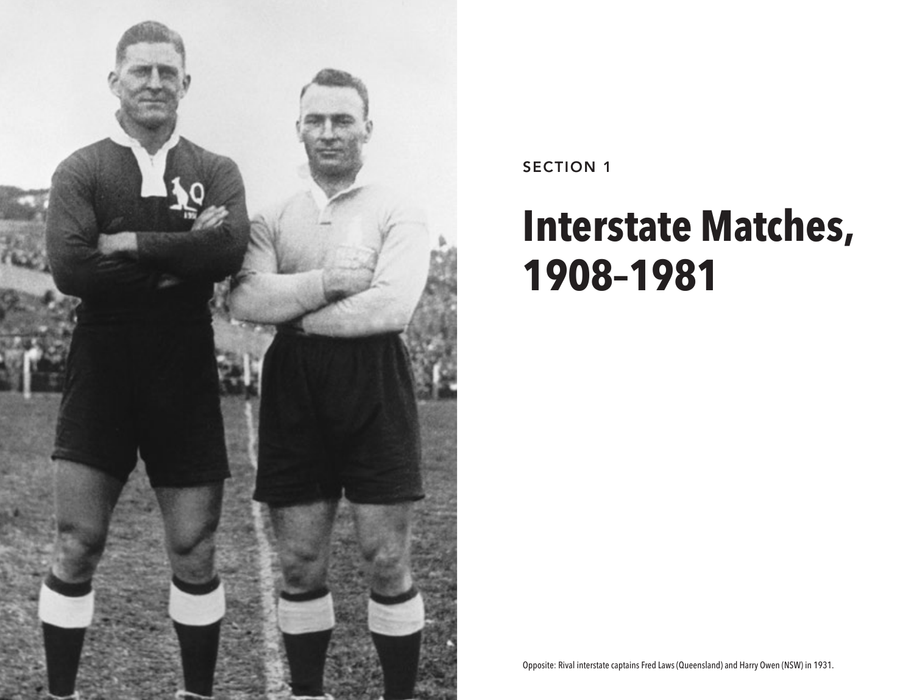SECTION 1

# Interstate Matches, 1908–1981

Opposite: Rival interstate captains Fred Laws (Queensland) and Harry Owen (NSW) in 1931.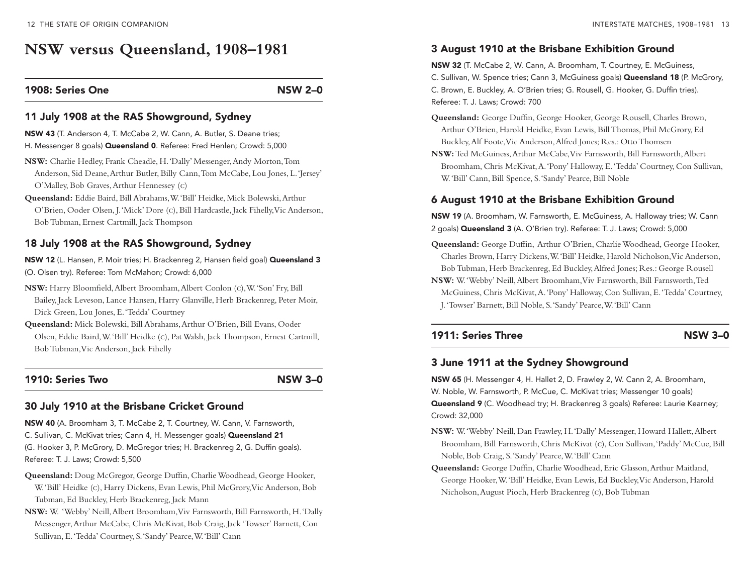# NSW versus Queensland, 1908–1981

## 1908: Series One — NSW 2–0

### 11 July 1908 at the RAS Showground, Sydney

**NSW 43** (T. Anderson 4, T. McCabe 2, W. Cann, A. Butler, S. Deane tries; H. Messenger 8 goals) **Queensland 0**. Referee: Fred Henlen; Crowd: 5,000

**NSW:** Charlie Hedley, Frank Cheadle, H. 'Dally' Messenger, Andy Morton, Tom Anderson, Sid Deane, Arthur Butler, Billy Cann, Tom McCabe, Lou Jones, L. 'Jersey' O'Malley, Bob Graves, Arthur Hennessey (C)

**Queensland:** Eddie Baird, Bill Abrahams, W. 'Bill' Heidke, Mick Bolewski, Arthur O'Brien, Ooder Olsen, J. 'Mick' Dore (C), Bill Hardcastle, Jack Fihelly, Vic Anderson, Bob Tubman, Ernest Cartmill, Jack Thompson

### 18 July 1908 at the RAS Showground, Sydney

**NSW 12** (L. Hansen, P. Moir tries; H. Brackenreg 2, Hansen field goal) **Queensland 3** (O. Olsen try). Referee: Tom McMahon; Crowd: 6,000

**NSW:** Harry Bloomfield, Albert Broomham, Albert Conlon (C), W. 'Son' Fry, Bill Bailey, Jack Leveson, Lance Hansen, Harry Glanville, Herb Brackenreg, Peter Moir, Dick Green, Lou Jones, E. 'Tedda' Courtney

**Queensland:** Mick Bolewski, Bill Abrahams, Arthur O'Brien, Bill Evans, Ooder Olsen, Eddie Baird, W. 'Bill' Heidke (C), Pat Walsh, Jack Thompson, Ernest Cartmill, Bob Tubman, Vic Anderson, Jack Fihelly

## 1910: Series Two — NSW 3–0

### 30 July 1910 at the Brisbane Cricket Ground

**NSW 40** (A. Broomham 3, T. McCabe 2, T. Courtney, W. Cann, V. Farnsworth, C. Sullivan, C. McKivat tries; Cann 4, H. Messenger goals) **Queensland 21** (G. Hooker 3, P. McGrory, D. McGregor tries; H. Brackenreg 2, G. Duffin goals). Referee: T. J. Laws; Crowd: 5,500

**Queensland:** Doug McGregor, George Duffin, Charlie Woodhead, George Hooker, W. 'Bill' Heidke (C), Harry Dickens, Evan Lewis, Phil McGrory, Vic Anderson, Bob Tubman, Ed Buckley, Herb Brackenreg, Jack Mann

**NSW:** W. 'Webby' Neill, Albert Broomham, Viv Farnsworth, Bill Farnsworth, H. 'Dally Messenger, Arthur McCabe, Chris McKivat, Bob Craig, Jack 'Towser' Barnett, Con Sullivan, E. 'Tedda' Courtney, S. 'Sandy' Pearce, W. 'Bill' Cann

### 3 August 1910 at the Brisbane Exhibition Ground

**NSW 32** (T. McCabe 2, W. Cann, A. Broomham, T. Courtney, E. McGuiness, C. Sullivan, W. Spence tries; Cann 3, McGuiness goals) **Queensland 18** (P. McGrory, C. Brown, E. Buckley, A. O'Brien tries; G. Rousell, G. Hooker, G. Duffin tries). Referee: T. J. Laws; Crowd: 700

**Queensland:** George Duffin, George Hooker, George Rousell, Charles Brown, Arthur O'Brien, Harold Heidke, Evan Lewis, Bill Thomas, Phil McGrory, Ed Buckley, Alf Foote, Vic Anderson, Alfred Jones; Res.: Otto Thomsen

**NSW:** Ted McGuiness, Arthur McCabe, Viv Farnsworth, Bill Farnsworth, Albert Broomham, Chris McKivat, A. 'Pony' Halloway, E. 'Tedda' Courtney, Con Sullivan, W. 'Bill' Cann, Bill Spence, S. 'Sandy' Pearce, Bill Noble

### 6 August 1910 at the Brisbane Exhibition Ground

**NSW 19** (A. Broomham, W. Farnsworth, E. McGuiness, A. Halloway tries; W. Cann 2 goals) **Queensland 3** (A. O'Brien try). Referee: T. J. Laws; Crowd: 5,000

**Queensland:** George Duffin, Arthur O'Brien, Charlie Woodhead, George Hooker, Charles Brown, Harry Dickens, W. 'Bill' Heidke, Harold Nicholson, Vic Anderson, Bob Tubman, Herb Brackenreg, Ed Buckley, Alfred Jones; Res.: George Rousell

**NSW:** W. 'Webby' Neill, Albert Broomham, Viv Farnsworth, Bill Farnsworth, Ted McGuiness, Chris McKivat, A. 'Pony' Halloway, Con Sullivan, E. 'Tedda' Courtney, J. 'Towser' Barnett, Bill Noble, S. 'Sandy' Pearce, W. 'Bill' Cann

## 1911: Series Three — NSW 3–0

### 3 June 1911 at the Sydney Showground

**NSW 65** (H. Messenger 4, H. Hallet 2, D. Frawley 2, W. Cann 2, A. Broomham, W. Noble, W. Farnsworth, P. McCue, C. McKivat tries; Messenger 10 goals) **Queensland 9** (C. Woodhead try; H. Brackenreg 3 goals) Referee: Laurie Kearney; Crowd: 32,000

**NSW:** W. 'Webby' Neill, Dan Frawley, H. 'Dally' Messenger, Howard Hallett, Albert Broomham, Bill Farnsworth, Chris McKivat (C), Con Sullivan, 'Paddy' McCue, Bill Noble, Bob Craig, S. 'Sandy' Pearce, W. 'Bill' Cann

**Queensland:** George Duffin, Charlie Woodhead, Eric Glasson, Arthur Maitland, George Hooker, W. 'Bill' Heidke, Evan Lewis, Ed Buckley, Vic Anderson, Harold Nicholson, August Pioch, Herb Brackenreg (C), Bob Tubman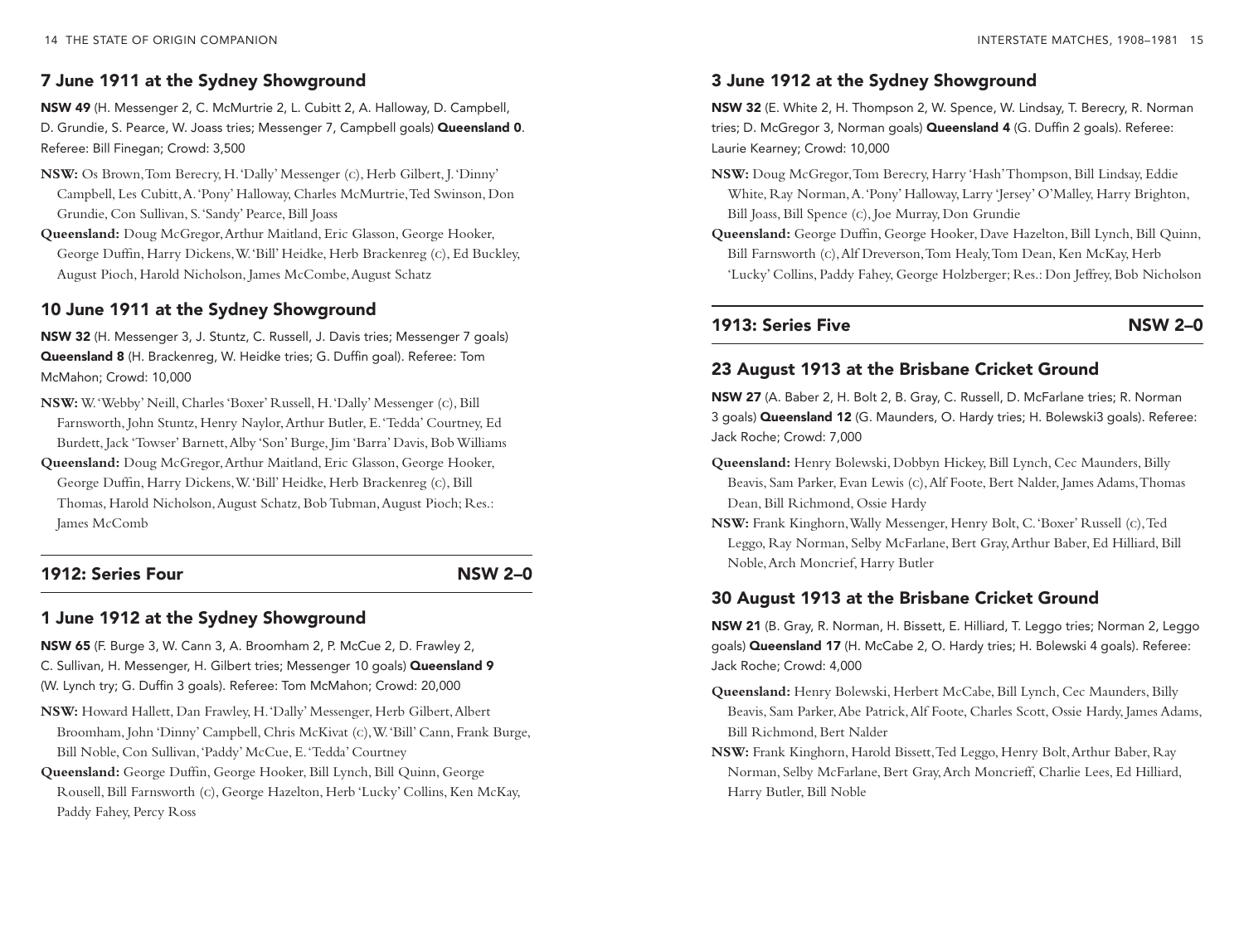## 7 June 1911 at the Sydney Showground

**NSW 49** (H. Messenger 2, C. McMurtrie 2, L. Cubitt 2, A. Halloway, D. Campbell, D. Grundie, S. Pearce, W. Joass tries; Messenger 7, Campbell goals) **Queensland 0**. Referee: Bill Finegan; Crowd: 3,500

**NSW:** Os Brown, Tom Berecry, H. 'Dally' Messenger (C), Herb Gilbert, J. 'Dinny' Campbell, Les Cubitt, A. 'Pony' Halloway, Charles McMurtrie, Ted Swinson, Don Grundie, Con Sullivan, S. 'Sandy' Pearce, Bill Joass

**Queensland:** Doug McGregor, Arthur Maitland, Eric Glasson, George Hooker, George Duffin, Harry Dickens, W. 'Bill' Heidke, Herb Brackenreg (C), Ed Buckley, August Pioch, Harold Nicholson, James McCombe, August Schatz

## 10 June 1911 at the Sydney Showground

**NSW 32** (H. Messenger 3, J. Stuntz, C. Russell, J. Davis tries; Messenger 7 goals) **Queensland 8** (H. Brackenreg, W. Heidke tries; G. Duffin goal). Referee: Tom McMahon; Crowd: 10,000

**NSW:** W. 'Webby' Neill, Charles 'Boxer' Russell, H. 'Dally' Messenger (C), Bill Farnsworth, John Stuntz, Henry Naylor, Arthur Butler, E. 'Tedda' Courtney, Ed Burdett, Jack 'Towser' Barnett, Alby 'Son' Burge, Jim 'Barra' Davis, Bob Williams

**Queensland:** Doug McGregor, Arthur Maitland, Eric Glasson, George Hooker, George Duffin, Harry Dickens, W. 'Bill' Heidke, Herb Brackenreg (C), Bill Thomas, Harold Nicholson, August Schatz, Bob Tubman, August Pioch; Res.: James McComb

## 1912: Series Four — NSW 2–0

## 1 June 1912 at the Sydney Showground

**NSW 65** (F. Burge 3, W. Cann 3, A. Broomham 2, P. McCue 2, D. Frawley 2, C. Sullivan, H. Messenger, H. Gilbert tries; Messenger 10 goals) **Queensland 9** (W. Lynch try; G. Duffin 3 goals). Referee: Tom McMahon; Crowd: 20,000

**NSW:** Howard Hallett, Dan Frawley, H. 'Dally' Messenger, Herb Gilbert, Albert Broomham, John 'Dinny' Campbell, Chris McKivat (C), W. 'Bill' Cann, Frank Burge, Bill Noble, Con Sullivan, 'Paddy' McCue, E. 'Tedda' Courtney

**Queensland:** George Duffin, George Hooker, Bill Lynch, Bill Quinn, George Rousell, Bill Farnsworth (C), George Hazelton, Herb 'Lucky' Collins, Ken McKay, Paddy Fahey, Percy Ross

## 3 June 1912 at the Sydney Showground

**NSW 32** (E. White 2, H. Thompson 2, W. Spence, W. Lindsay, T. Berecry, R. Norman tries; D. McGregor 3, Norman goals) **Queensland 4** (G. Duffin 2 goals). Referee: Laurie Kearney; Crowd: 10,000

**NSW:** Doug McGregor, Tom Berecry, Harry 'Hash' Thompson, Bill Lindsay, Eddie White, Ray Norman, A. 'Pony' Halloway, Larry 'Jersey' O'Malley, Harry Brighton, Bill Joass, Bill Spence (C), Joe Murray, Don Grundie

**Queensland:** George Duffin, George Hooker, Dave Hazelton, Bill Lynch, Bill Quinn, Bill Farnsworth (C), Alf Dreverson, Tom Healy, Tom Dean, Ken McKay, Herb 'Lucky' Collins, Paddy Fahey, George Holzberger; Res.: Don Jeffrey, Bob Nicholson

## 1913: Series Five — NSW 2–0

## 23 August 1913 at the Brisbane Cricket Ground

**NSW 27** (A. Baber 2, H. Bolt 2, B. Gray, C. Russell, D. McFarlane tries; R. Norman 3 goals) **Queensland 12** (G. Maunders, O. Hardy tries; H. Bolewski3 goals). Referee: Jack Roche; Crowd: 7,000

**Queensland:** Henry Bolewski, Dobbyn Hickey, Bill Lynch, Cec Maunders, Billy Beavis, Sam Parker, Evan Lewis (C), Alf Foote, Bert Nalder, James Adams, Thomas Dean, Bill Richmond, Ossie Hardy

**NSW:** Frank Kinghorn, Wally Messenger, Henry Bolt, C. 'Boxer' Russell (C), Ted Leggo, Ray Norman, Selby McFarlane, Bert Gray, Arthur Baber, Ed Hilliard, Bill Noble, Arch Moncrief, Harry Butler

## 30 August 1913 at the Brisbane Cricket Ground

**NSW 21** (B. Gray, R. Norman, H. Bissett, E. Hilliard, T. Leggo tries; Norman 2, Leggo goals) **Queensland 17** (H. McCabe 2, O. Hardy tries; H. Bolewski 4 goals). Referee: Jack Roche; Crowd: 4,000

**Queensland:** Henry Bolewski, Herbert McCabe, Bill Lynch, Cec Maunders, Billy Beavis, Sam Parker, Abe Patrick, Alf Foote, Charles Scott, Ossie Hardy, James Adams, Bill Richmond, Bert Nalder

**NSW:** Frank Kinghorn, Harold Bissett, Ted Leggo, Henry Bolt, Arthur Baber, Ray Norman, Selby McFarlane, Bert Gray, Arch Moncrieff, Charlie Lees, Ed Hilliard, Harry Butler, Bill Noble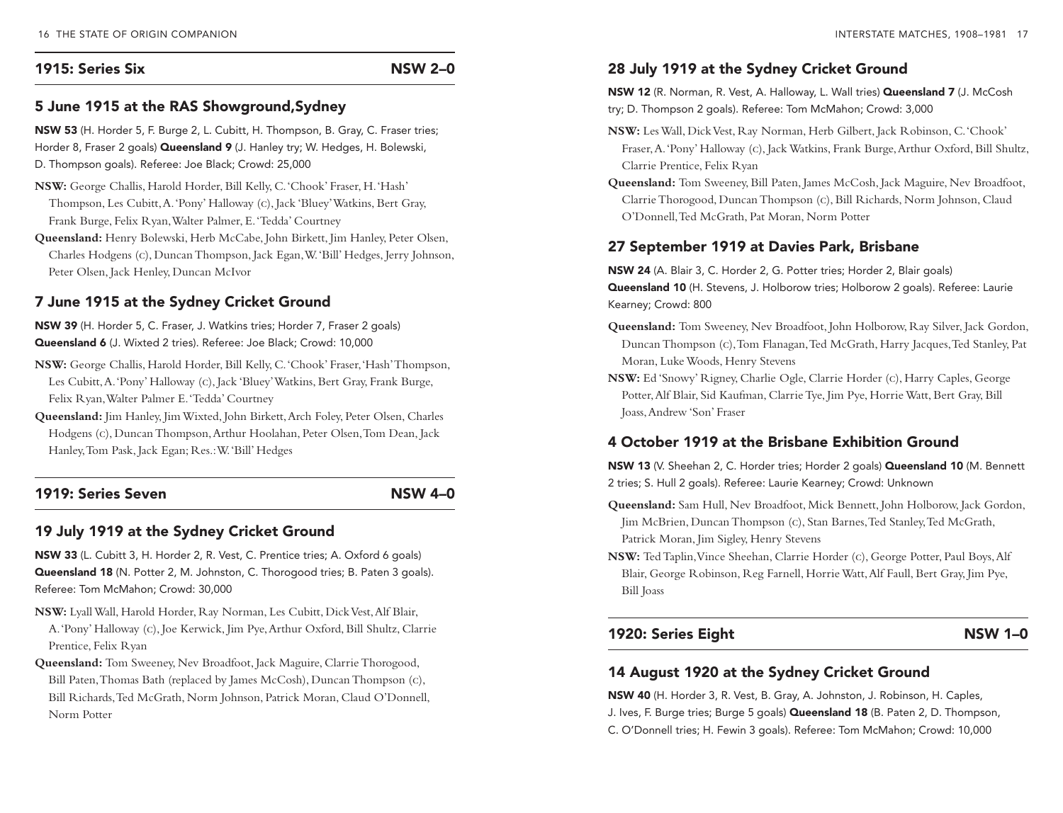## 1915: Series Six — NSW 2–0

### 5 June 1915 at the RAS Showground,Sydney

**NSW 53** (H. Horder 5, F. Burge 2, L. Cubitt, H. Thompson, B. Gray, C. Fraser tries; Horder 8, Fraser 2 goals) **Queensland 9** (J. Hanley try; W. Hedges, H. Bolewski, D. Thompson goals). Referee: Joe Black; Crowd: 25,000

**NSW:** George Challis, Harold Horder, Bill Kelly, C. 'Chook' Fraser, H. 'Hash' Thompson, Les Cubitt, A. 'Pony' Halloway (c), Jack 'Bluey' Watkins, Bert Gray, Frank Burge, Felix Ryan, Walter Palmer, E. 'Tedda' Courtney

**Queensland:** Henry Bolewski, Herb McCabe, John Birkett, Jim Hanley, Peter Olsen, Charles Hodgens (c), Duncan Thompson, Jack Egan, W. 'Bill' Hedges, Jerry Johnson, Peter Olsen, Jack Henley, Duncan McIvor

### 7 June 1915 at the Sydney Cricket Ground

**NSW 39** (H. Horder 5, C. Fraser, J. Watkins tries; Horder 7, Fraser 2 goals) **Queensland 6** (J. Wixted 2 tries). Referee: Joe Black; Crowd: 10,000

**NSW:** George Challis, Harold Horder, Bill Kelly, C. 'Chook' Fraser, 'Hash' Thompson, Les Cubitt, A. 'Pony' Halloway (c), Jack 'Bluey' Watkins, Bert Gray, Frank Burge, Felix Ryan, Walter Palmer E. 'Tedda' Courtney

**Queensland:** Jim Hanley, Jim Wixted, John Birkett, Arch Foley, Peter Olsen, Charles Hodgens (c), Duncan Thompson, Arthur Hoolahan, Peter Olsen, Tom Dean, Jack Hanley, Tom Pask, Jack Egan; Res.: W. 'Bill' Hedges

## 1919: Series Seven — NSW 4–0

### 19 July 1919 at the Sydney Cricket Ground

**NSW 33** (L. Cubitt 3, H. Horder 2, R. Vest, C. Prentice tries; A. Oxford 6 goals) **Queensland 18** (N. Potter 2, M. Johnston, C. Thorogood tries; B. Paten 3 goals). Referee: Tom McMahon; Crowd: 30,000

**NSW:** Lyall Wall, Harold Horder, Ray Norman, Les Cubitt, Dick Vest, Alf Blair, A. 'Pony' Halloway (c), Joe Kerwick, Jim Pye, Arthur Oxford, Bill Shultz, Clarrie Prentice, Felix Ryan

**Queensland:** Tom Sweeney, Nev Broadfoot, Jack Maguire, Clarrie Thorogood, Bill Paten, Thomas Bath (replaced by James McCosh), Duncan Thompson (c), Bill Richards, Ted McGrath, Norm Johnson, Patrick Moran, Claud O'Donnell, Norm Potter

### 28 July 1919 at the Sydney Cricket Ground

**NSW 12** (R. Norman, R. Vest, A. Halloway, L. Wall tries) **Queensland 7** (J. McCosh try; D. Thompson 2 goals). Referee: Tom McMahon; Crowd: 3,000

**NSW:** Les Wall, Dick Vest, Ray Norman, Herb Gilbert, Jack Robinson, C. 'Chook' Fraser, A. 'Pony' Halloway (c), Jack Watkins, Frank Burge, Arthur Oxford, Bill Shultz, Clarrie Prentice, Felix Ryan

**Queensland:** Tom Sweeney, Bill Paten, James McCosh, Jack Maguire, Nev Broadfoot, Clarrie Thorogood, Duncan Thompson (c), Bill Richards, Norm Johnson, Claud O'Donnell, Ted McGrath, Pat Moran, Norm Potter

### 27 September 1919 at Davies Park, Brisbane

**NSW 24** (A. Blair 3, C. Horder 2, G. Potter tries; Horder 2, Blair goals) **Queensland 10** (H. Stevens, J. Holborow tries; Holborow 2 goals). Referee: Laurie Kearney; Crowd: 800

**Queensland:** Tom Sweeney, Nev Broadfoot, John Holborow, Ray Silver, Jack Gordon, Duncan Thompson (c), Tom Flanagan, Ted McGrath, Harry Jacques, Ted Stanley, Pat Moran, Luke Woods, Henry Stevens

**NSW:** Ed 'Snowy' Rigney, Charlie Ogle, Clarrie Horder (c), Harry Caples, George Potter, Alf Blair, Sid Kaufman, Clarrie Tye, Jim Pye, Horrie Watt, Bert Gray, Bill Joass, Andrew 'Son' Fraser

### 4 October 1919 at the Brisbane Exhibition Ground

**NSW 13** (V. Sheehan 2, C. Horder tries; Horder 2 goals) **Queensland 10** (M. Bennett 2 tries; S. Hull 2 goals). Referee: Laurie Kearney; Crowd: Unknown

**Queensland:** Sam Hull, Nev Broadfoot, Mick Bennett, John Holborow, Jack Gordon, Jim McBrien, Duncan Thompson (c), Stan Barnes, Ted Stanley, Ted McGrath, Patrick Moran, Jim Sigley, Henry Stevens

**NSW:** Ted Taplin, Vince Sheehan, Clarrie Horder (c), George Potter, Paul Boys, Alf Blair, George Robinson, Reg Farnell, Horrie Watt, Alf Faull, Bert Gray, Jim Pye, Bill Joass

## 1920: Series Eight — NSW 1–0

### 14 August 1920 at the Sydney Cricket Ground

**NSW 40** (H. Horder 3, R. Vest, B. Gray, A. Johnston, J. Robinson, H. Caples, J. Ives, F. Burge tries; Burge 5 goals) **Queensland 18** (B. Paten 2, D. Thompson, C. O'Donnell tries; H. Fewin 3 goals). Referee: Tom McMahon; Crowd: 10,000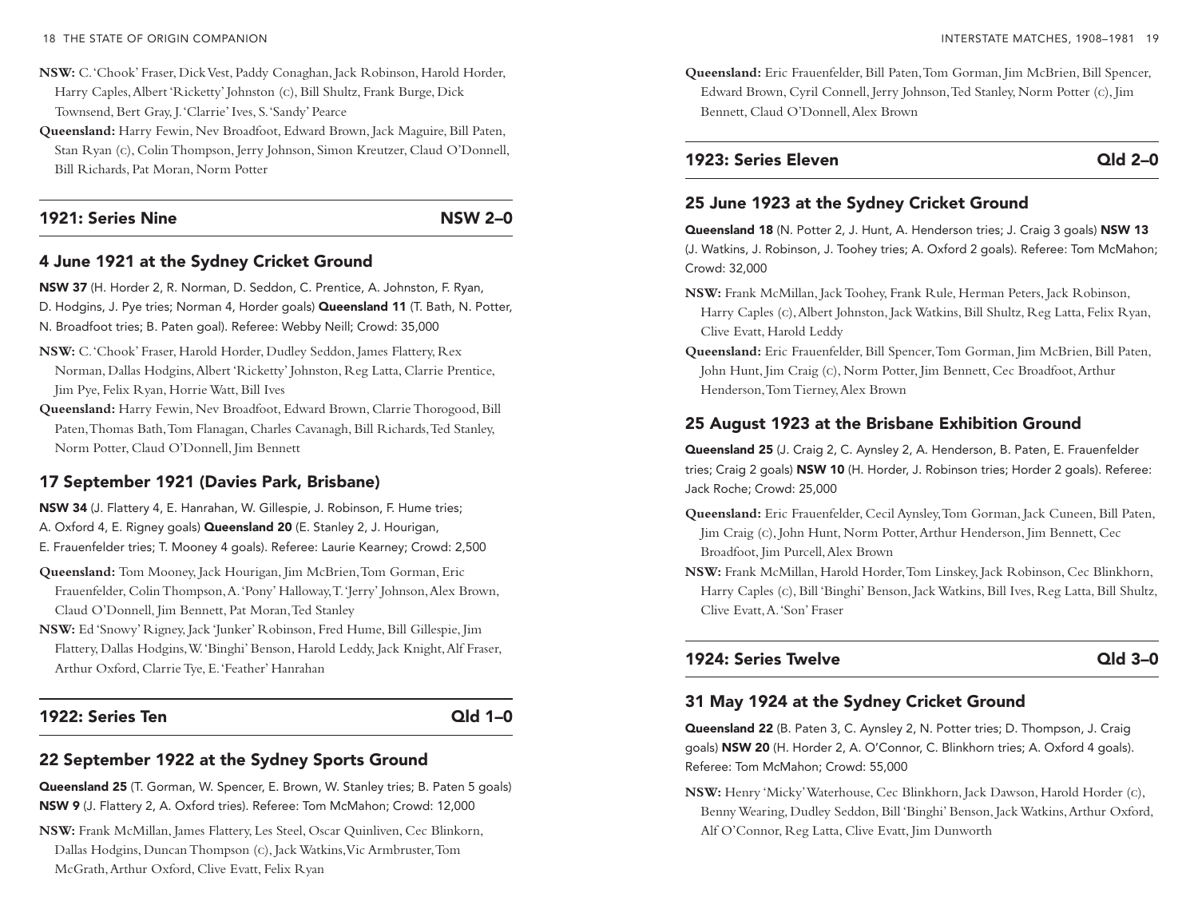**NSW:** C. 'Chook' Fraser, Dick Vest, Paddy Conaghan, Jack Robinson, Harold Horder, Harry Caples, Albert 'Ricketty' Johnston (c), Bill Shultz, Frank Burge, Dick Townsend, Bert Gray, J. 'Clarrie' Ives, S. 'Sandy' Pearce

**Queensland:** Harry Fewin, Nev Broadfoot, Edward Brown, Jack Maguire, Bill Paten, Stan Ryan (c), Colin Thompson, Jerry Johnson, Simon Kreutzer, Claud O'Donnell, Bill Richards, Pat Moran, Norm Potter

## 1921: Series Nine — NSW 2–0

### 4 June 1921 at the Sydney Cricket Ground

**NSW 37** (H. Horder 2, R. Norman, D. Seddon, C. Prentice, A. Johnston, F. Ryan, D. Hodgins, J. Pye tries; Norman 4, Horder goals) **Queensland 11** (T. Bath, N. Potter, N. Broadfoot tries; B. Paten goal). Referee: Webby Neill; Crowd: 35,000

**NSW:** C. 'Chook' Fraser, Harold Horder, Dudley Seddon, James Flattery, Rex Norman, Dallas Hodgins, Albert 'Ricketty' Johnston, Reg Latta, Clarrie Prentice, Jim Pye, Felix Ryan, Horrie Watt, Bill Ives

**Queensland:** Harry Fewin, Nev Broadfoot, Edward Brown, Clarrie Thorogood, Bill Paten, Thomas Bath, Tom Flanagan, Charles Cavanagh, Bill Richards, Ted Stanley, Norm Potter, Claud O'Donnell, Jim Bennett

### 17 September 1921 (Davies Park, Brisbane)

**NSW 34** (J. Flattery 4, E. Hanrahan, W. Gillespie, J. Robinson, F. Hume tries; A. Oxford 4, E. Rigney goals) **Queensland 20** (E. Stanley 2, J. Hourigan, E. Frauenfelder tries; T. Mooney 4 goals). Referee: Laurie Kearney; Crowd: 2,500

**Queensland:** Tom Mooney, Jack Hourigan, Jim McBrien, Tom Gorman, Eric Frauenfelder, Colin Thompson, A. 'Pony' Halloway, T. 'Jerry' Johnson, Alex Brown, Claud O'Donnell, Jim Bennett, Pat Moran, Ted Stanley

**NSW:** Ed 'Snowy' Rigney, Jack 'Junker' Robinson, Fred Hume, Bill Gillespie, Jim Flattery, Dallas Hodgins, W. 'Binghi' Benson, Harold Leddy, Jack Knight, Alf Fraser, Arthur Oxford, Clarrie Tye, E. 'Feather' Hanrahan

## 1922: Series Ten — Qld 1–0

### 22 September 1922 at the Sydney Sports Ground

**Queensland 25** (T. Gorman, W. Spencer, E. Brown, W. Stanley tries; B. Paten 5 goals) **NSW 9** (J. Flattery 2, A. Oxford tries). Referee: Tom McMahon; Crowd: 12,000

**NSW:** Frank McMillan, James Flattery, Les Steel, Oscar Quinliven, Cec Blinkorn, Dallas Hodgins, Duncan Thompson (c), Jack Watkins, Vic Armbruster, Tom McGrath, Arthur Oxford, Clive Evatt, Felix Ryan

**Queensland:** Eric Frauenfelder, Bill Paten, Tom Gorman, Jim McBrien, Bill Spencer, Edward Brown, Cyril Connell, Jerry Johnson, Ted Stanley, Norm Potter (c), Jim Bennett, Claud O'Donnell, Alex Brown

## 1923: Series Eleven — Qld 2–0

### 25 June 1923 at the Sydney Cricket Ground

**Queensland 18** (N. Potter 2, J. Hunt, A. Henderson tries; J. Craig 3 goals) **NSW 13** (J. Watkins, J. Robinson, J. Toohey tries; A. Oxford 2 goals). Referee: Tom McMahon; Crowd: 32,000

**NSW:** Frank McMillan, Jack Toohey, Frank Rule, Herman Peters, Jack Robinson, Harry Caples (c), Albert Johnston, Jack Watkins, Bill Shultz, Reg Latta, Felix Ryan, Clive Evatt, Harold Leddy

**Queensland:** Eric Frauenfelder, Bill Spencer, Tom Gorman, Jim McBrien, Bill Paten, John Hunt, Jim Craig (c), Norm Potter, Jim Bennett, Cec Broadfoot, Arthur Henderson, Tom Tierney, Alex Brown

### 25 August 1923 at the Brisbane Exhibition Ground

**Queensland 25** (J. Craig 2, C. Aynsley 2, A. Henderson, B. Paten, E. Frauenfelder tries; Craig 2 goals) **NSW 10** (H. Horder, J. Robinson tries; Horder 2 goals). Referee: Jack Roche; Crowd: 25,000

**Queensland:** Eric Frauenfelder, Cecil Aynsley, Tom Gorman, Jack Cuneen, Bill Paten, Jim Craig (c), John Hunt, Norm Potter, Arthur Henderson, Jim Bennett, Cec Broadfoot, Jim Purcell, Alex Brown

**NSW:** Frank McMillan, Harold Horder, Tom Linskey, Jack Robinson, Cec Blinkhorn, Harry Caples (c), Bill 'Binghi' Benson, Jack Watkins, Bill Ives, Reg Latta, Bill Shultz, Clive Evatt, A. 'Son' Fraser

## 1924: Series Twelve — Qld 3–0

### 31 May 1924 at the Sydney Cricket Ground

**Queensland 22** (B. Paten 3, C. Aynsley 2, N. Potter tries; D. Thompson, J. Craig goals) **NSW 20** (H. Horder 2, A. O'Connor, C. Blinkhorn tries; A. Oxford 4 goals). Referee: Tom McMahon; Crowd: 55,000

**NSW:** Henry 'Micky' Waterhouse, Cec Blinkhorn, Jack Dawson, Harold Horder (c), Benny Wearing, Dudley Seddon, Bill 'Binghi' Benson, Jack Watkins, Arthur Oxford, Alf O'Connor, Reg Latta, Clive Evatt, Jim Dunworth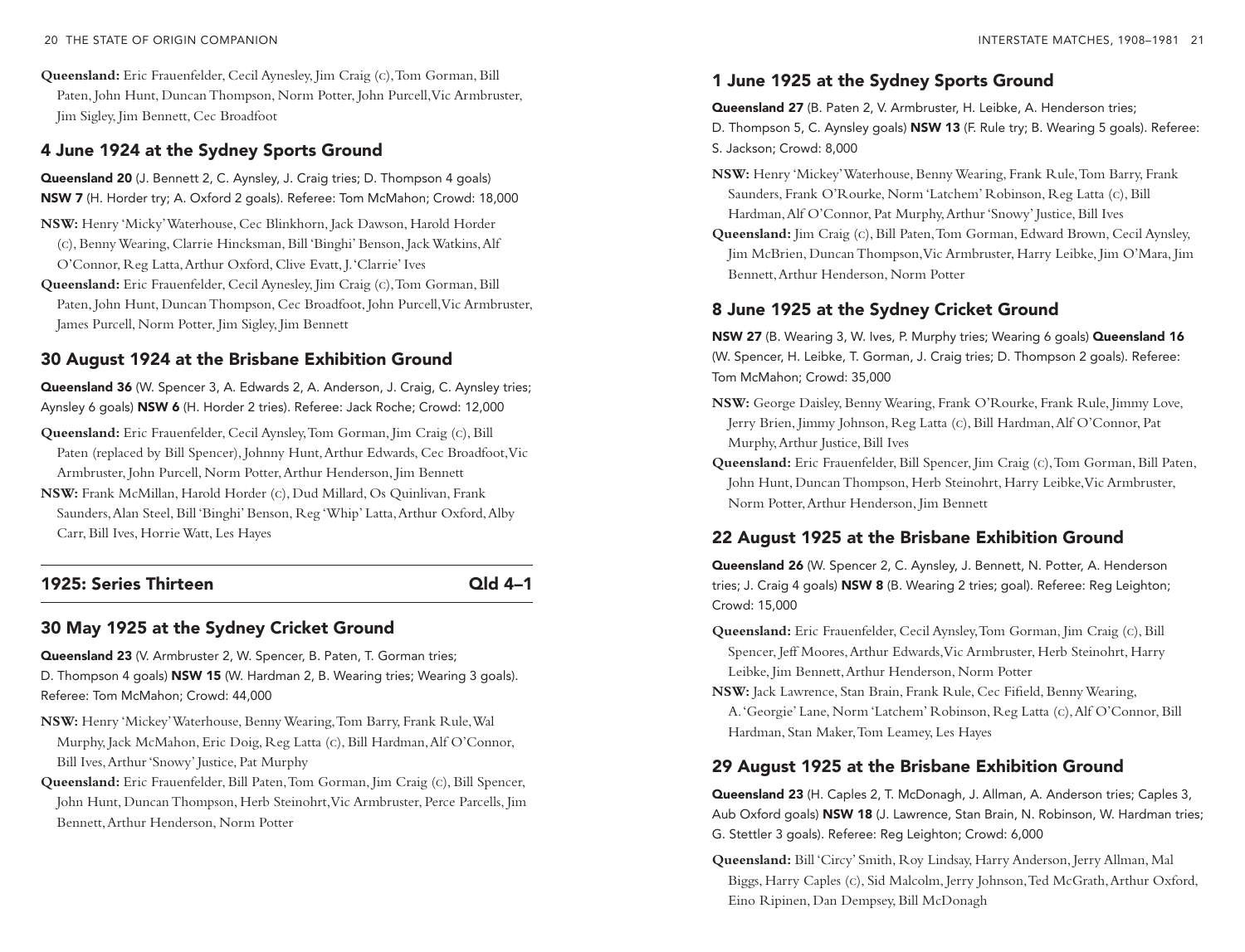**Queensland:** Eric Frauenfelder, Cecil Aynesley, Jim Craig (c), Tom Gorman, Bill Paten, John Hunt, Duncan Thompson, Norm Potter, John Purcell, Vic Armbruster, Jim Sigley, Jim Bennett, Cec Broadfoot

## 4 June 1924 at the Sydney Sports Ground

**Queensland 20** (J. Bennett 2, C. Aynsley, J. Craig tries; D. Thompson 4 goals) **NSW 7** (H. Horder try; A. Oxford 2 goals). Referee: Tom McMahon; Crowd: 18,000

**NSW:** Henry 'Micky' Waterhouse, Cec Blinkhorn, Jack Dawson, Harold Horder (c), Benny Wearing, Clarrie Hincksman, Bill 'Binghi' Benson, Jack Watkins, Alf O'Connor, Reg Latta, Arthur Oxford, Clive Evatt, J. 'Clarrie' Ives

**Queensland:** Eric Frauenfelder, Cecil Aynesley, Jim Craig (c), Tom Gorman, Bill Paten, John Hunt, Duncan Thompson, Cec Broadfoot, John Purcell, Vic Armbruster, James Purcell, Norm Potter, Jim Sigley, Jim Bennett

## 30 August 1924 at the Brisbane Exhibition Ground

**Queensland 36** (W. Spencer 3, A. Edwards 2, A. Anderson, J. Craig, C. Aynsley tries; Aynsley 6 goals) **NSW 6** (H. Horder 2 tries). Referee: Jack Roche; Crowd: 12,000

**Queensland:** Eric Frauenfelder, Cecil Aynsley, Tom Gorman, Jim Craig (c), Bill Paten (replaced by Bill Spencer), Johnny Hunt, Arthur Edwards, Cec Broadfoot, Vic Armbruster, John Purcell, Norm Potter, Arthur Henderson, Jim Bennett

**NSW:** Frank McMillan, Harold Horder (c), Dud Millard, Os Quinlivan, Frank Saunders, Alan Steel, Bill 'Binghi' Benson, Reg 'Whip' Latta, Arthur Oxford, Alby Carr, Bill Ives, Horrie Watt, Les Hayes

## 1925: Series Thirteen — Qld 4–1

## 30 May 1925 at the Sydney Cricket Ground

**Queensland 23** (V. Armbruster 2, W. Spencer, B. Paten, T. Gorman tries; D. Thompson 4 goals) **NSW 15** (W. Hardman 2, B. Wearing tries; Wearing 3 goals). Referee: Tom McMahon; Crowd: 44,000

**NSW:** Henry 'Mickey' Waterhouse, Benny Wearing, Tom Barry, Frank Rule, Wal Murphy, Jack McMahon, Eric Doig, Reg Latta (c), Bill Hardman, Alf O'Connor, Bill Ives, Arthur 'Snowy' Justice, Pat Murphy

**Queensland:** Eric Frauenfelder, Bill Paten, Tom Gorman, Jim Craig (c), Bill Spencer, John Hunt, Duncan Thompson, Herb Steinohrt, Vic Armbruster, Perce Parcells, Jim Bennett, Arthur Henderson, Norm Potter

## 1 June 1925 at the Sydney Sports Ground

**Queensland 27** (B. Paten 2, V. Armbruster, H. Leibke, A. Henderson tries; D. Thompson 5, C. Aynsley goals) **NSW 13** (F. Rule try; B. Wearing 5 goals). Referee: S. Jackson; Crowd: 8,000

**NSW:** Henry 'Mickey' Waterhouse, Benny Wearing, Frank Rule, Tom Barry, Frank Saunders, Frank O'Rourke, Norm 'Latchem' Robinson, Reg Latta (c), Bill Hardman, Alf O'Connor, Pat Murphy, Arthur 'Snowy' Justice, Bill Ives

**Queensland:** Jim Craig (c), Bill Paten, Tom Gorman, Edward Brown, Cecil Aynsley, Jim McBrien, Duncan Thompson, Vic Armbruster, Harry Leibke, Jim O'Mara, Jim Bennett, Arthur Henderson, Norm Potter

## 8 June 1925 at the Sydney Cricket Ground

**NSW 27** (B. Wearing 3, W. Ives, P. Murphy tries; Wearing 6 goals) **Queensland 16** (W. Spencer, H. Leibke, T. Gorman, J. Craig tries; D. Thompson 2 goals). Referee: Tom McMahon; Crowd: 35,000

**NSW:** George Daisley, Benny Wearing, Frank O'Rourke, Frank Rule, Jimmy Love, Jerry Brien, Jimmy Johnson, Reg Latta (c), Bill Hardman, Alf O'Connor, Pat Murphy, Arthur Justice, Bill Ives

**Queensland:** Eric Frauenfelder, Bill Spencer, Jim Craig (c), Tom Gorman, Bill Paten, John Hunt, Duncan Thompson, Herb Steinohrt, Harry Leibke, Vic Armbruster, Norm Potter, Arthur Henderson, Jim Bennett

## 22 August 1925 at the Brisbane Exhibition Ground

**Queensland 26** (W. Spencer 2, C. Aynsley, J. Bennett, N. Potter, A. Henderson tries; J. Craig 4 goals) **NSW 8** (B. Wearing 2 tries; goal). Referee: Reg Leighton; Crowd: 15,000

**Queensland:** Eric Frauenfelder, Cecil Aynsley, Tom Gorman, Jim Craig (c), Bill Spencer, Jeff Moores, Arthur Edwards, Vic Armbruster, Herb Steinohrt, Harry Leibke, Jim Bennett, Arthur Henderson, Norm Potter

**NSW:** Jack Lawrence, Stan Brain, Frank Rule, Cec Fifield, Benny Wearing, A. 'Georgie' Lane, Norm 'Latchem' Robinson, Reg Latta (c), Alf O'Connor, Bill Hardman, Stan Maker, Tom Leamey, Les Hayes

## 29 August 1925 at the Brisbane Exhibition Ground

**Queensland 23** (H. Caples 2, T. McDonagh, J. Allman, A. Anderson tries; Caples 3, Aub Oxford goals) **NSW 18** (J. Lawrence, Stan Brain, N. Robinson, W. Hardman tries; G. Stettler 3 goals). Referee: Reg Leighton; Crowd: 6,000

**Queensland:** Bill 'Circy' Smith, Roy Lindsay, Harry Anderson, Jerry Allman, Mal Biggs, Harry Caples (c), Sid Malcolm, Jerry Johnson, Ted McGrath, Arthur Oxford, Eino Ripinen, Dan Dempsey, Bill McDonagh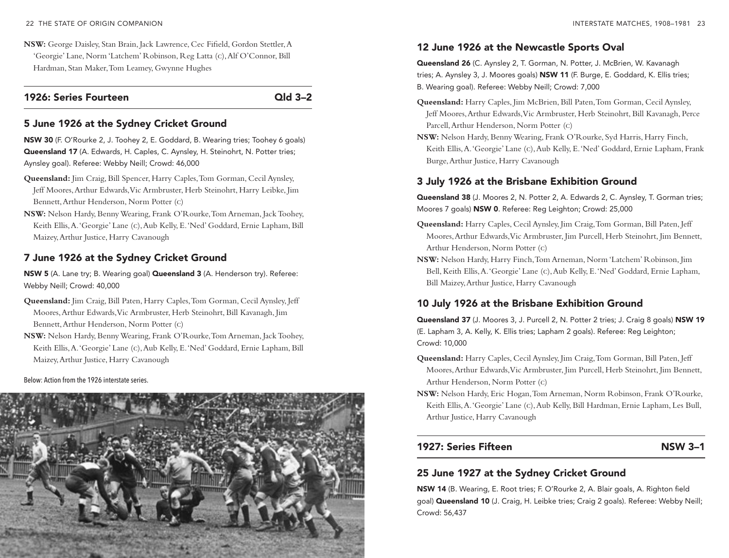**NSW:** George Daisley, Stan Brain, Jack Lawrence, Cec Fifield, Gordon Stettler, A 'Georgie' Lane, Norm 'Latchem' Robinson, Reg Latta (c), Alf O'Connor, Bill Hardman, Stan Maker, Tom Leamey, Gwynne Hughes

## 1926: Series Fourteen — Qld 3–2

### 5 June 1926 at the Sydney Cricket Ground

**NSW 30** (F. O'Rourke 2, J. Toohey 2, E. Goddard, B. Wearing tries; Toohey 6 goals) **Queensland 17** (A. Edwards, H. Caples, C. Aynsley, H. Steinohrt, N. Potter tries; Aynsley goal). Referee: Webby Neill; Crowd: 46,000

**Queensland:** Jim Craig, Bill Spencer, Harry Caples, Tom Gorman, Cecil Aynsley, Jeff Moores, Arthur Edwards, Vic Armbruster, Herb Steinohrt, Harry Leibke, Jim Bennett, Arthur Henderson, Norm Potter (c)

**NSW:** Nelson Hardy, Benny Wearing, Frank O'Rourke, Tom Arneman, Jack Toohey, Keith Ellis, A. 'Georgie' Lane (c), Aub Kelly, E. 'Ned' Goddard, Ernie Lapham, Bill Maizey, Arthur Justice, Harry Cavanough

### 7 June 1926 at the Sydney Cricket Ground

**NSW 5** (A. Lane try; B. Wearing goal) **Queensland 3** (A. Henderson try). Referee: Webby Neill; Crowd: 40,000

**Queensland:** Jim Craig, Bill Paten, Harry Caples, Tom Gorman, Cecil Aynsley, Jeff Moores, Arthur Edwards, Vic Armbruster, Herb Steinohrt, Bill Kavanagh, Jim Bennett, Arthur Henderson, Norm Potter (c)

**NSW:** Nelson Hardy, Benny Wearing, Frank O'Rourke, Tom Arneman, Jack Toohey, Keith Ellis, A. 'Georgie' Lane (c), Aub Kelly, E. 'Ned' Goddard, Ernie Lapham, Bill Maizey, Arthur Justice, Harry Cavanough

Below: Action from the 1926 interstate series.

### 12 June 1926 at the Newcastle Sports Oval

**Queensland 26** (C. Aynsley 2, T. Gorman, N. Potter, J. McBrien, W. Kavanagh tries; A. Aynsley 3, J. Moores goals) **NSW 11** (F. Burge, E. Goddard, K. Ellis tries; B. Wearing goal). Referee: Webby Neill; Crowd: 7,000

**Queensland:** Harry Caples, Jim McBrien, Bill Paten, Tom Gorman, Cecil Aynsley, Jeff Moores, Arthur Edwards, Vic Armbruster, Herb Steinohrt, Bill Kavanagh, Perce Parcell, Arthur Henderson, Norm Potter (c)

**NSW:** Nelson Hardy, Benny Wearing, Frank O'Rourke, Syd Harris, Harry Finch, Keith Ellis, A. 'Georgie' Lane (c), Aub Kelly, E. 'Ned' Goddard, Ernie Lapham, Frank Burge, Arthur Justice, Harry Cavanough

### 3 July 1926 at the Brisbane Exhibition Ground

**Queensland 38** (J. Moores 2, N. Potter 2, A. Edwards 2, C. Aynsley, T. Gorman tries; Moores 7 goals) **NSW 0**. Referee: Reg Leighton; Crowd: 25,000

**Queensland:** Harry Caples, Cecil Aynsley, Jim Craig, Tom Gorman, Bill Paten, Jeff Moores, Arthur Edwards, Vic Armbruster, Jim Purcell, Herb Steinohrt, Jim Bennett, Arthur Henderson, Norm Potter (c)

**NSW:** Nelson Hardy, Harry Finch, Tom Arneman, Norm 'Latchem' Robinson, Jim Bell, Keith Ellis, A. 'Georgie' Lane (c), Aub Kelly, E. 'Ned' Goddard, Ernie Lapham, Bill Maizey, Arthur Justice, Harry Cavanough

### 10 July 1926 at the Brisbane Exhibition Ground

**Queensland 37** (J. Moores 3, J. Purcell 2, N. Potter 2 tries; J. Craig 8 goals) **NSW 19** (E. Lapham 3, A. Kelly, K. Ellis tries; Lapham 2 goals). Referee: Reg Leighton; Crowd: 10,000

**Queensland:** Harry Caples, Cecil Aynsley, Jim Craig, Tom Gorman, Bill Paten, Jeff Moores, Arthur Edwards, Vic Armbruster, Jim Purcell, Herb Steinohrt, Jim Bennett, Arthur Henderson, Norm Potter (c)

**NSW:** Nelson Hardy, Eric Hogan, Tom Arneman, Norm Robinson, Frank O'Rourke, Keith Ellis, A. 'Georgie' Lane (c), Aub Kelly, Bill Hardman, Ernie Lapham, Les Bull, Arthur Justice, Harry Cavanough

## 1927: Series Fifteen — NSW 3–1

### 25 June 1927 at the Sydney Cricket Ground

**NSW 14** (B. Wearing, E. Root tries; F. O'Rourke 2, A. Blair goals, A. Righton field goal) **Queensland 10** (J. Craig, H. Leibke tries; Craig 2 goals). Referee: Webby Neill; Crowd: 56,437